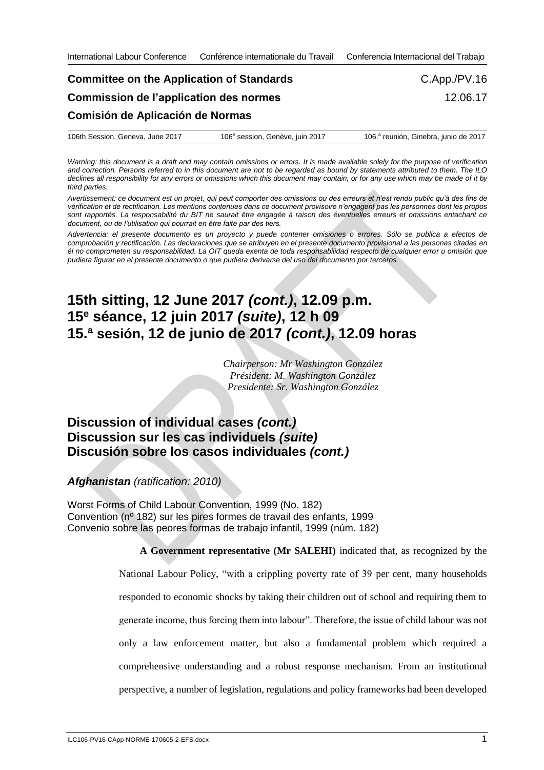International Labour Conference Conférence internationale du Travail Conferencia Internacional del Trabajo

**Committee on the Application of Standards** C.App./PV.16

**Commission de l'application des normes** 12.06.17

**Comisión de Aplicación de Normas**

106th Session, Geneva, June 2017 106e session, Genève, juin 2017 106.a reunión, Ginebra, junio de 2017

*Warning: this document is a draft and may contain omissions or errors. It is made available solely for the purpose of verification and correction. Persons referred to in this document are not to be regarded as bound by statements attributed to them. The ILO declines all responsibility for any errors or omissions which this document may contain, or for any use which may be made of it by third parties.*

*Avertissement: ce document est un projet, qui peut comporter des omissions ou des erreurs et n'est rendu public qu'à des fins de vérification et de rectification. Les mentions contenues dans ce document provisoire n'engagent pas les personnes dont les propos sont rapportés. La responsabilité du BIT ne saurait être engagée à raison des éventuelles erreurs et omissions entachant ce document, ou de l'utilisation qui pourrait en être faite par des tiers.*

*Advertencia: el presente documento es un proyecto y puede contener omisiones o errores. Sólo se publica a efectos de comprobación y rectificación. Las declaraciones que se atribuyen en el presente documento provisional a las personas citadas en él no comprometen su responsabilidad. La OIT queda exenta de toda responsabilidad respecto de cualquier error u omisión que pudiera figurar en el presente documento o que pudiera derivarse del uso del documento por terceros.*

# 15th sitting, 12 June 2017 *(cont.)*, 12.09 p.m.
# 15e séance, 12 juin 2017 *(suite)*, 12 h 09
# 15.a sesión, 12 de junio de 2017 *(cont.)*, 12.09 horas

*Chairperson: Mr Washington González*
*Président: M. Washington González*
*Presidente: Sr. Washington González*

## Discussion of individual cases *(cont.)*
## Discussion sur les cas individuels *(suite)*
## Discusión sobre los casos individuales *(cont.)*

***Afghanistan*** *(ratification: 2010)*

Worst Forms of Child Labour Convention, 1999 (No. 182)
Convention (nº 182) sur les pires formes de travail des enfants, 1999
Convenio sobre las peores formas de trabajo infantil, 1999 (núm. 182)

**A Government representative (Mr SALEHI)** indicated that, as recognized by the National Labour Policy, "with a crippling poverty rate of 39 per cent, many households responded to economic shocks by taking their children out of school and requiring them to generate income, thus forcing them into labour". Therefore, the issue of child labour was not only a law enforcement matter, but also a fundamental problem which required a comprehensive understanding and a robust response mechanism. From an institutional perspective, a number of legislation, regulations and policy frameworks had been developed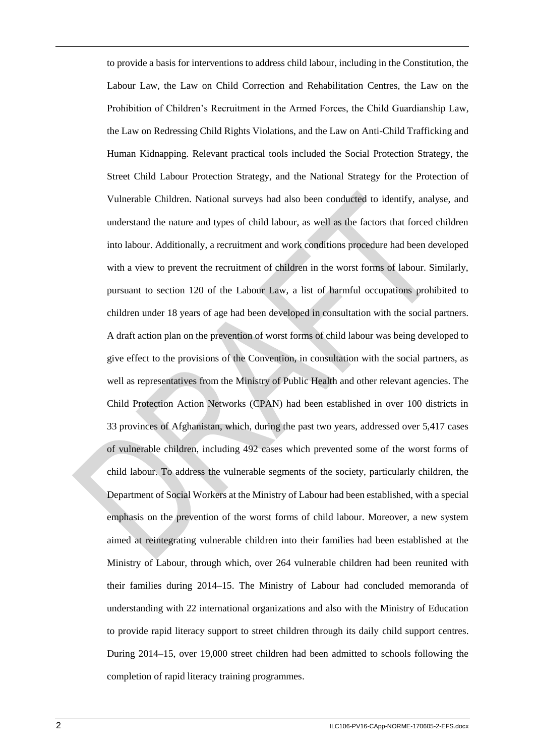to provide a basis for interventions to address child labour, including in the Constitution, the Labour Law, the Law on Child Correction and Rehabilitation Centres, the Law on the Prohibition of Children's Recruitment in the Armed Forces, the Child Guardianship Law, the Law on Redressing Child Rights Violations, and the Law on Anti-Child Trafficking and Human Kidnapping. Relevant practical tools included the Social Protection Strategy, the Street Child Labour Protection Strategy, and the National Strategy for the Protection of Vulnerable Children. National surveys had also been conducted to identify, analyse, and understand the nature and types of child labour, as well as the factors that forced children into labour. Additionally, a recruitment and work conditions procedure had been developed with a view to prevent the recruitment of children in the worst forms of labour. Similarly, pursuant to section 120 of the Labour Law, a list of harmful occupations prohibited to children under 18 years of age had been developed in consultation with the social partners. A draft action plan on the prevention of worst forms of child labour was being developed to give effect to the provisions of the Convention, in consultation with the social partners, as well as representatives from the Ministry of Public Health and other relevant agencies. The Child Protection Action Networks (CPAN) had been established in over 100 districts in 33 provinces of Afghanistan, which, during the past two years, addressed over 5,417 cases of vulnerable children, including 492 cases which prevented some of the worst forms of child labour. To address the vulnerable segments of the society, particularly children, the Department of Social Workers at the Ministry of Labour had been established, with a special emphasis on the prevention of the worst forms of child labour. Moreover, a new system aimed at reintegrating vulnerable children into their families had been established at the Ministry of Labour, through which, over 264 vulnerable children had been reunited with their families during 2014–15. The Ministry of Labour had concluded memoranda of understanding with 22 international organizations and also with the Ministry of Education to provide rapid literacy support to street children through its daily child support centres. During 2014–15, over 19,000 street children had been admitted to schools following the completion of rapid literacy training programmes.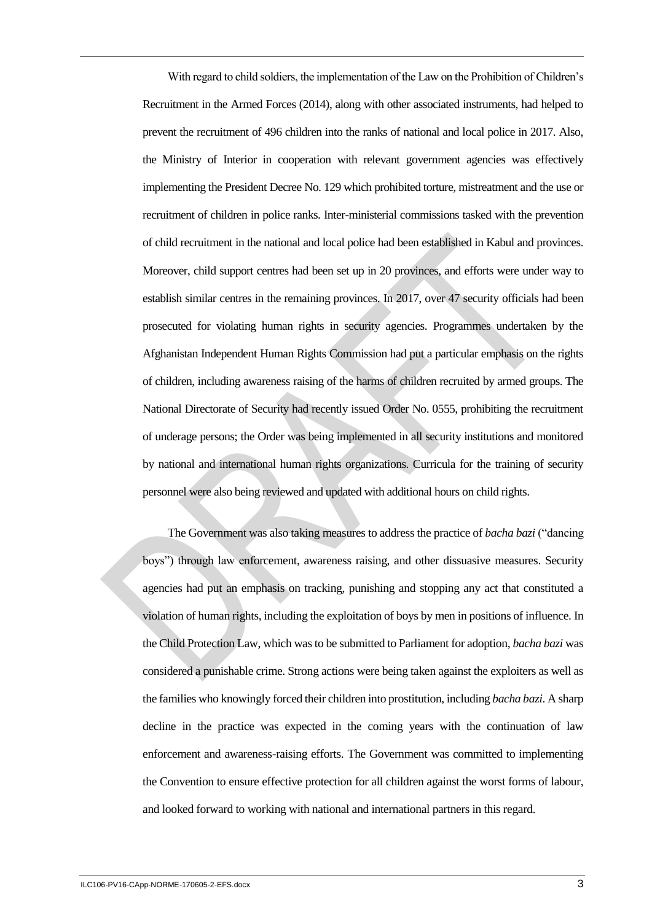With regard to child soldiers, the implementation of the Law on the Prohibition of Children's Recruitment in the Armed Forces (2014), along with other associated instruments, had helped to prevent the recruitment of 496 children into the ranks of national and local police in 2017. Also, the Ministry of Interior in cooperation with relevant government agencies was effectively implementing the President Decree No. 129 which prohibited torture, mistreatment and the use or recruitment of children in police ranks. Inter-ministerial commissions tasked with the prevention of child recruitment in the national and local police had been established in Kabul and provinces. Moreover, child support centres had been set up in 20 provinces, and efforts were under way to establish similar centres in the remaining provinces. In 2017, over 47 security officials had been prosecuted for violating human rights in security agencies. Programmes undertaken by the Afghanistan Independent Human Rights Commission had put a particular emphasis on the rights of children, including awareness raising of the harms of children recruited by armed groups. The National Directorate of Security had recently issued Order No. 0555, prohibiting the recruitment of underage persons; the Order was being implemented in all security institutions and monitored by national and international human rights organizations. Curricula for the training of security personnel were also being reviewed and updated with additional hours on child rights.

The Government was also taking measures to address the practice of *bacha bazi* ("dancing boys") through law enforcement, awareness raising, and other dissuasive measures. Security agencies had put an emphasis on tracking, punishing and stopping any act that constituted a violation of human rights, including the exploitation of boys by men in positions of influence. In the Child Protection Law, which was to be submitted to Parliament for adoption, *bacha bazi* was considered a punishable crime. Strong actions were being taken against the exploiters as well as the families who knowingly forced their children into prostitution, including *bacha bazi*. A sharp decline in the practice was expected in the coming years with the continuation of law enforcement and awareness-raising efforts. The Government was committed to implementing the Convention to ensure effective protection for all children against the worst forms of labour, and looked forward to working with national and international partners in this regard.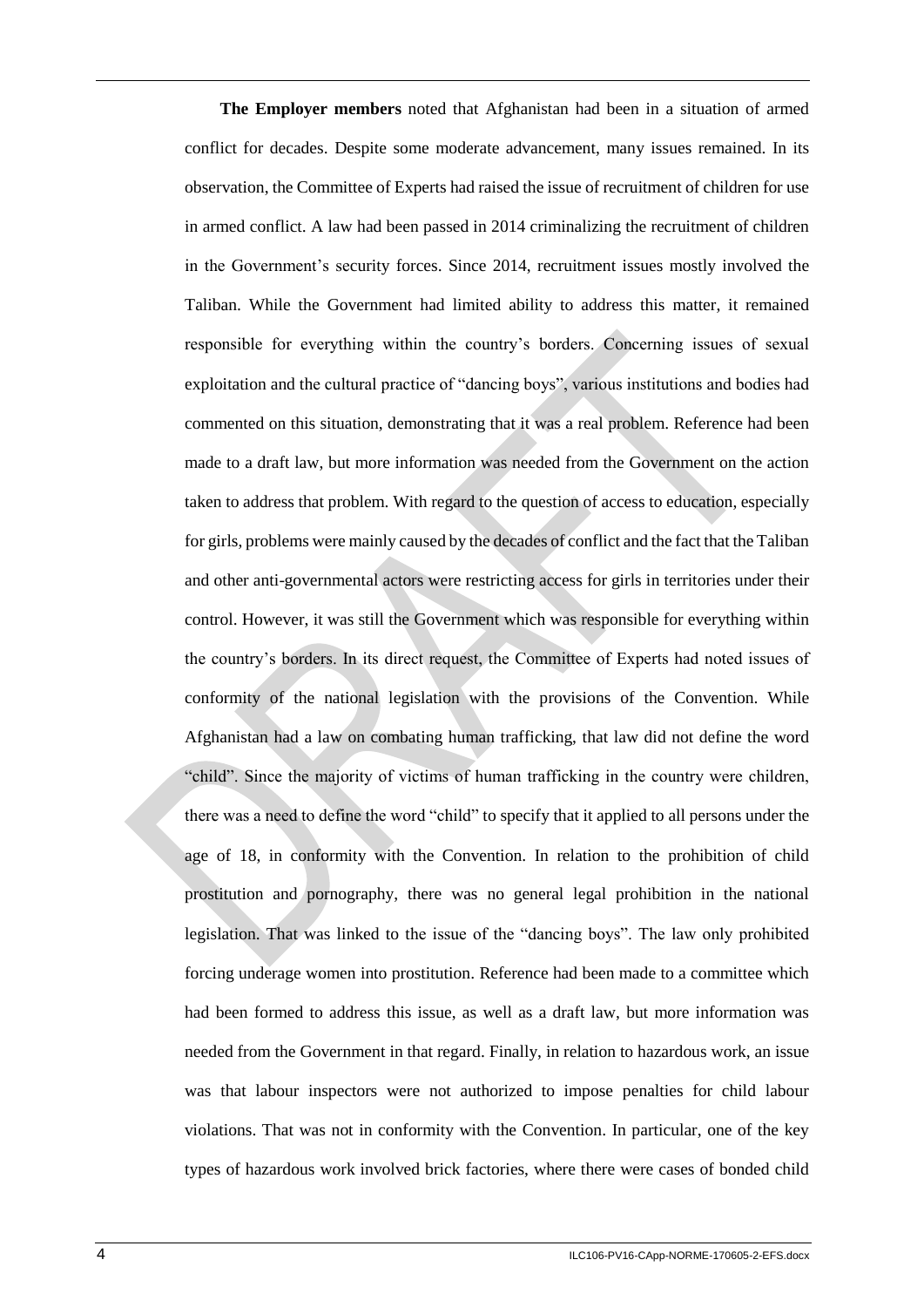**The Employer members** noted that Afghanistan had been in a situation of armed conflict for decades. Despite some moderate advancement, many issues remained. In its observation, the Committee of Experts had raised the issue of recruitment of children for use in armed conflict. A law had been passed in 2014 criminalizing the recruitment of children in the Government's security forces. Since 2014, recruitment issues mostly involved the Taliban. While the Government had limited ability to address this matter, it remained responsible for everything within the country's borders. Concerning issues of sexual exploitation and the cultural practice of "dancing boys", various institutions and bodies had commented on this situation, demonstrating that it was a real problem. Reference had been made to a draft law, but more information was needed from the Government on the action taken to address that problem. With regard to the question of access to education, especially for girls, problems were mainly caused by the decades of conflict and the fact that the Taliban and other anti-governmental actors were restricting access for girls in territories under their control. However, it was still the Government which was responsible for everything within the country's borders. In its direct request, the Committee of Experts had noted issues of conformity of the national legislation with the provisions of the Convention. While Afghanistan had a law on combating human trafficking, that law did not define the word "child". Since the majority of victims of human trafficking in the country were children, there was a need to define the word "child" to specify that it applied to all persons under the age of 18, in conformity with the Convention. In relation to the prohibition of child prostitution and pornography, there was no general legal prohibition in the national legislation. That was linked to the issue of the "dancing boys". The law only prohibited forcing underage women into prostitution. Reference had been made to a committee which had been formed to address this issue, as well as a draft law, but more information was needed from the Government in that regard. Finally, in relation to hazardous work, an issue was that labour inspectors were not authorized to impose penalties for child labour violations. That was not in conformity with the Convention. In particular, one of the key types of hazardous work involved brick factories, where there were cases of bonded child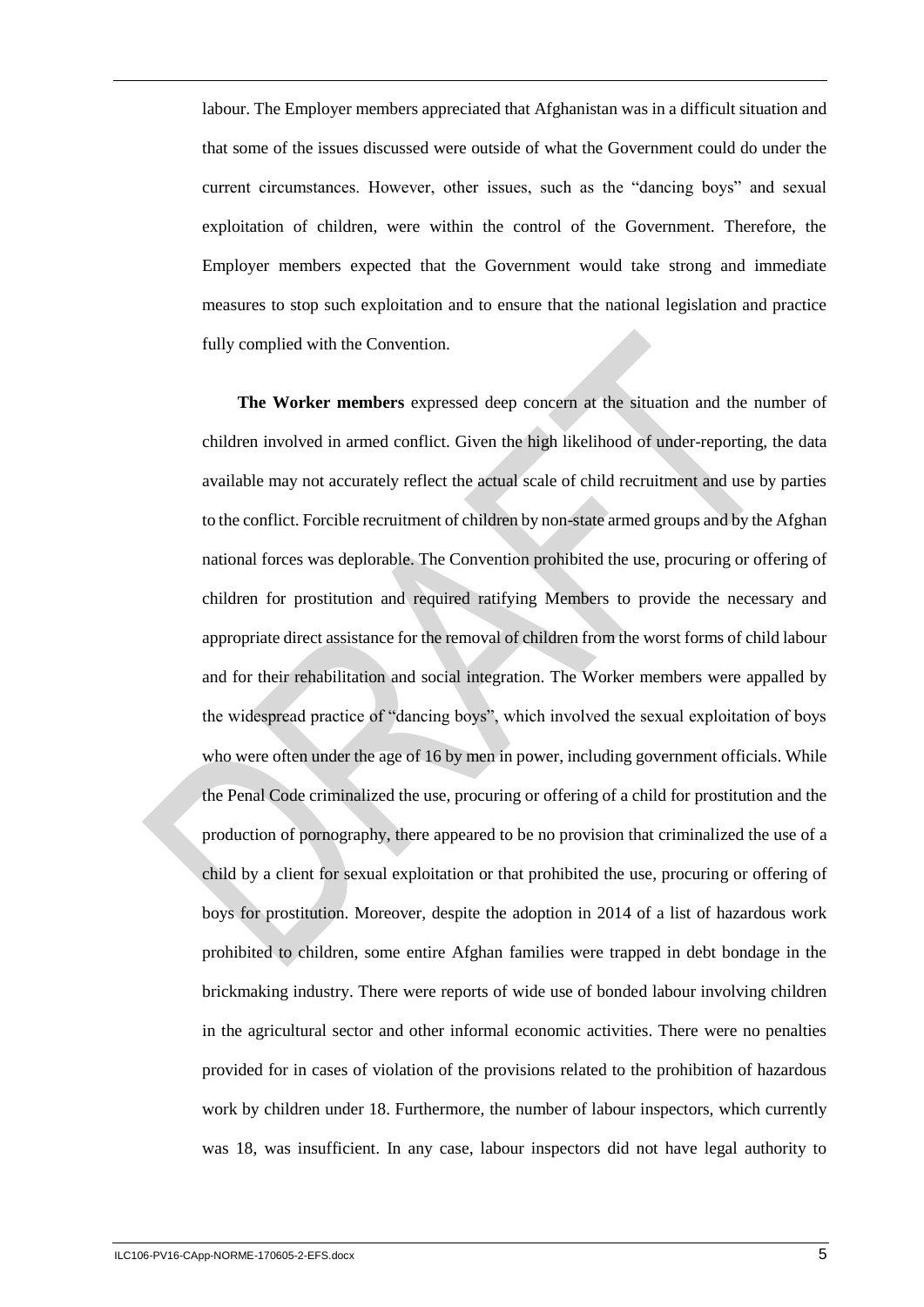labour. The Employer members appreciated that Afghanistan was in a difficult situation and that some of the issues discussed were outside of what the Government could do under the current circumstances. However, other issues, such as the "dancing boys" and sexual exploitation of children, were within the control of the Government. Therefore, the Employer members expected that the Government would take strong and immediate measures to stop such exploitation and to ensure that the national legislation and practice fully complied with the Convention.

**The Worker members** expressed deep concern at the situation and the number of children involved in armed conflict. Given the high likelihood of under-reporting, the data available may not accurately reflect the actual scale of child recruitment and use by parties to the conflict. Forcible recruitment of children by non-state armed groups and by the Afghan national forces was deplorable. The Convention prohibited the use, procuring or offering of children for prostitution and required ratifying Members to provide the necessary and appropriate direct assistance for the removal of children from the worst forms of child labour and for their rehabilitation and social integration. The Worker members were appalled by the widespread practice of "dancing boys", which involved the sexual exploitation of boys who were often under the age of 16 by men in power, including government officials. While the Penal Code criminalized the use, procuring or offering of a child for prostitution and the production of pornography, there appeared to be no provision that criminalized the use of a child by a client for sexual exploitation or that prohibited the use, procuring or offering of boys for prostitution. Moreover, despite the adoption in 2014 of a list of hazardous work prohibited to children, some entire Afghan families were trapped in debt bondage in the brickmaking industry. There were reports of wide use of bonded labour involving children in the agricultural sector and other informal economic activities. There were no penalties provided for in cases of violation of the provisions related to the prohibition of hazardous work by children under 18. Furthermore, the number of labour inspectors, which currently was 18, was insufficient. In any case, labour inspectors did not have legal authority to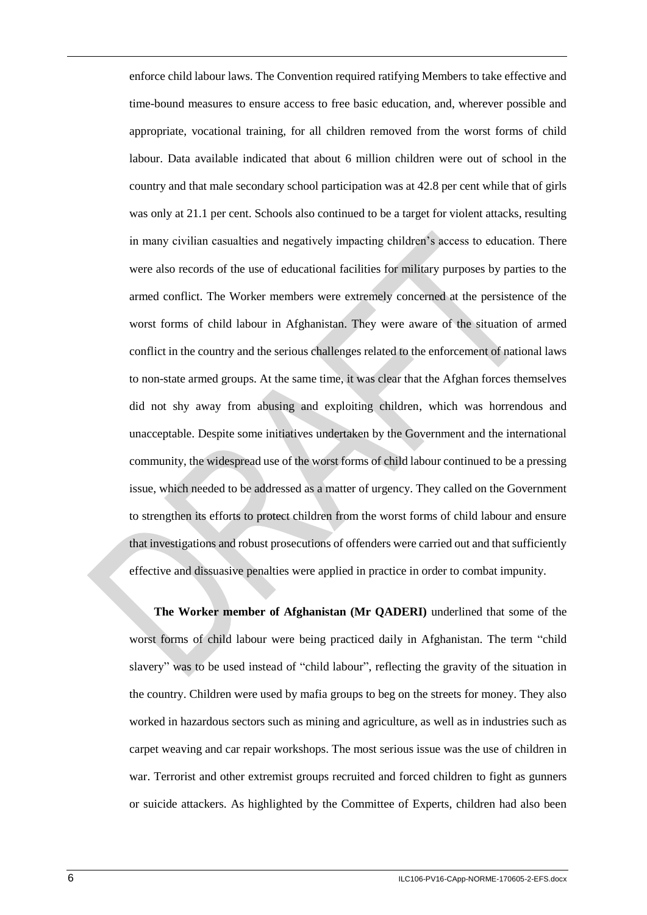enforce child labour laws. The Convention required ratifying Members to take effective and time-bound measures to ensure access to free basic education, and, wherever possible and appropriate, vocational training, for all children removed from the worst forms of child labour. Data available indicated that about 6 million children were out of school in the country and that male secondary school participation was at 42.8 per cent while that of girls was only at 21.1 per cent. Schools also continued to be a target for violent attacks, resulting in many civilian casualties and negatively impacting children's access to education. There were also records of the use of educational facilities for military purposes by parties to the armed conflict. The Worker members were extremely concerned at the persistence of the worst forms of child labour in Afghanistan. They were aware of the situation of armed conflict in the country and the serious challenges related to the enforcement of national laws to non-state armed groups. At the same time, it was clear that the Afghan forces themselves did not shy away from abusing and exploiting children, which was horrendous and unacceptable. Despite some initiatives undertaken by the Government and the international community, the widespread use of the worst forms of child labour continued to be a pressing issue, which needed to be addressed as a matter of urgency. They called on the Government to strengthen its efforts to protect children from the worst forms of child labour and ensure that investigations and robust prosecutions of offenders were carried out and that sufficiently effective and dissuasive penalties were applied in practice in order to combat impunity.

**The Worker member of Afghanistan (Mr QADERI)** underlined that some of the worst forms of child labour were being practiced daily in Afghanistan. The term "child slavery" was to be used instead of "child labour", reflecting the gravity of the situation in the country. Children were used by mafia groups to beg on the streets for money. They also worked in hazardous sectors such as mining and agriculture, as well as in industries such as carpet weaving and car repair workshops. The most serious issue was the use of children in war. Terrorist and other extremist groups recruited and forced children to fight as gunners or suicide attackers. As highlighted by the Committee of Experts, children had also been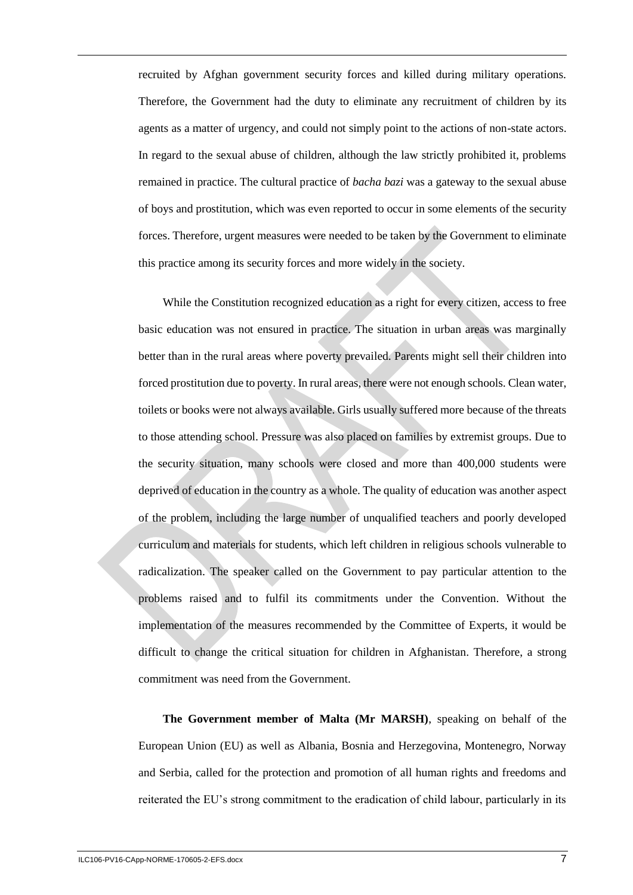recruited by Afghan government security forces and killed during military operations. Therefore, the Government had the duty to eliminate any recruitment of children by its agents as a matter of urgency, and could not simply point to the actions of non-state actors. In regard to the sexual abuse of children, although the law strictly prohibited it, problems remained in practice. The cultural practice of *bacha bazi* was a gateway to the sexual abuse of boys and prostitution, which was even reported to occur in some elements of the security forces. Therefore, urgent measures were needed to be taken by the Government to eliminate this practice among its security forces and more widely in the society.

While the Constitution recognized education as a right for every citizen, access to free basic education was not ensured in practice. The situation in urban areas was marginally better than in the rural areas where poverty prevailed. Parents might sell their children into forced prostitution due to poverty. In rural areas, there were not enough schools. Clean water, toilets or books were not always available. Girls usually suffered more because of the threats to those attending school. Pressure was also placed on families by extremist groups. Due to the security situation, many schools were closed and more than 400,000 students were deprived of education in the country as a whole. The quality of education was another aspect of the problem, including the large number of unqualified teachers and poorly developed curriculum and materials for students, which left children in religious schools vulnerable to radicalization. The speaker called on the Government to pay particular attention to the problems raised and to fulfil its commitments under the Convention. Without the implementation of the measures recommended by the Committee of Experts, it would be difficult to change the critical situation for children in Afghanistan. Therefore, a strong commitment was need from the Government.

**The Government member of Malta (Mr MARSH)**, speaking on behalf of the European Union (EU) as well as Albania, Bosnia and Herzegovina, Montenegro, Norway and Serbia, called for the protection and promotion of all human rights and freedoms and reiterated the EU's strong commitment to the eradication of child labour, particularly in its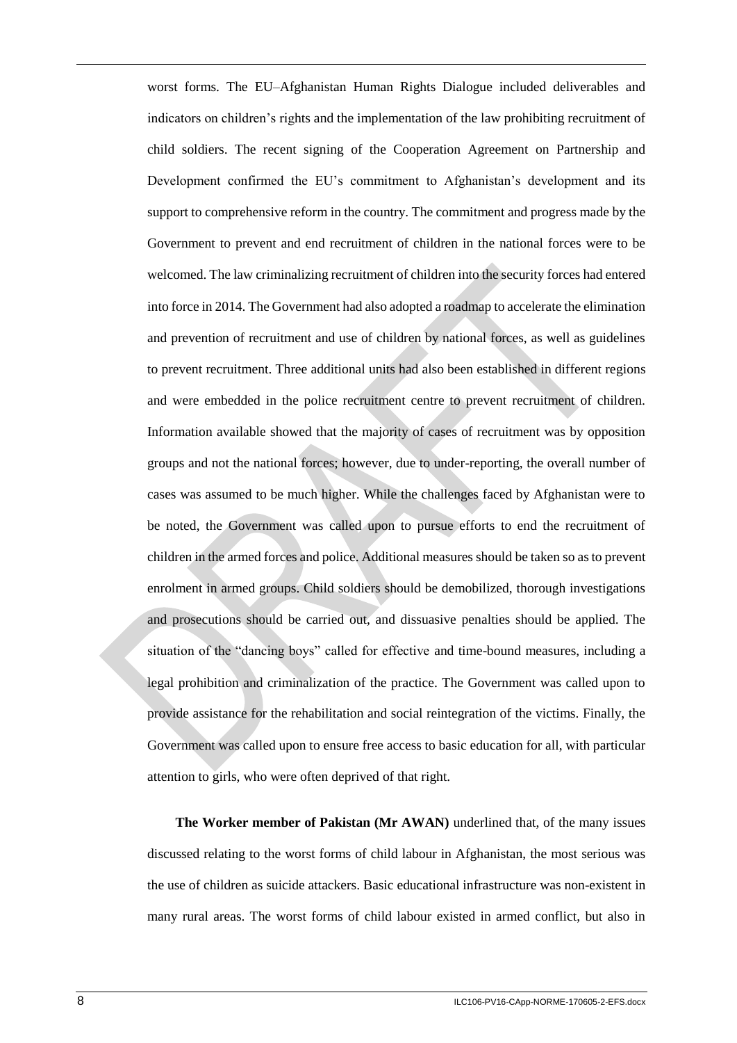worst forms. The EU–Afghanistan Human Rights Dialogue included deliverables and indicators on children's rights and the implementation of the law prohibiting recruitment of child soldiers. The recent signing of the Cooperation Agreement on Partnership and Development confirmed the EU's commitment to Afghanistan's development and its support to comprehensive reform in the country. The commitment and progress made by the Government to prevent and end recruitment of children in the national forces were to be welcomed. The law criminalizing recruitment of children into the security forces had entered into force in 2014. The Government had also adopted a roadmap to accelerate the elimination and prevention of recruitment and use of children by national forces, as well as guidelines to prevent recruitment. Three additional units had also been established in different regions and were embedded in the police recruitment centre to prevent recruitment of children. Information available showed that the majority of cases of recruitment was by opposition groups and not the national forces; however, due to under-reporting, the overall number of cases was assumed to be much higher. While the challenges faced by Afghanistan were to be noted, the Government was called upon to pursue efforts to end the recruitment of children in the armed forces and police. Additional measures should be taken so as to prevent enrolment in armed groups. Child soldiers should be demobilized, thorough investigations and prosecutions should be carried out, and dissuasive penalties should be applied. The situation of the "dancing boys" called for effective and time-bound measures, including a legal prohibition and criminalization of the practice. The Government was called upon to provide assistance for the rehabilitation and social reintegration of the victims. Finally, the Government was called upon to ensure free access to basic education for all, with particular attention to girls, who were often deprived of that right.

**The Worker member of Pakistan (Mr AWAN)** underlined that, of the many issues discussed relating to the worst forms of child labour in Afghanistan, the most serious was the use of children as suicide attackers. Basic educational infrastructure was non-existent in many rural areas. The worst forms of child labour existed in armed conflict, but also in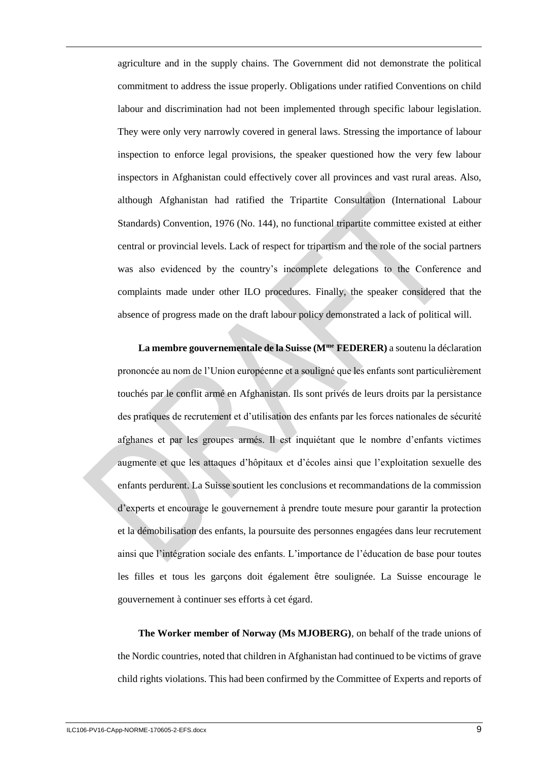agriculture and in the supply chains. The Government did not demonstrate the political commitment to address the issue properly. Obligations under ratified Conventions on child labour and discrimination had not been implemented through specific labour legislation. They were only very narrowly covered in general laws. Stressing the importance of labour inspection to enforce legal provisions, the speaker questioned how the very few labour inspectors in Afghanistan could effectively cover all provinces and vast rural areas. Also, although Afghanistan had ratified the Tripartite Consultation (International Labour Standards) Convention, 1976 (No. 144), no functional tripartite committee existed at either central or provincial levels. Lack of respect for tripartism and the role of the social partners was also evidenced by the country's incomplete delegations to the Conference and complaints made under other ILO procedures. Finally, the speaker considered that the absence of progress made on the draft labour policy demonstrated a lack of political will.

**La membre gouvernementale de la Suisse (Mme FEDERER)** a soutenu la déclaration prononcée au nom de l'Union européenne et a souligné que les enfants sont particulièrement touchés par le conflit armé en Afghanistan. Ils sont privés de leurs droits par la persistance des pratiques de recrutement et d'utilisation des enfants par les forces nationales de sécurité afghanes et par les groupes armés. Il est inquiétant que le nombre d'enfants victimes augmente et que les attaques d'hôpitaux et d'écoles ainsi que l'exploitation sexuelle des enfants perdurent. La Suisse soutient les conclusions et recommandations de la commission d'experts et encourage le gouvernement à prendre toute mesure pour garantir la protection et la démobilisation des enfants, la poursuite des personnes engagées dans leur recrutement ainsi que l'intégration sociale des enfants. L'importance de l'éducation de base pour toutes les filles et tous les garçons doit également être soulignée. La Suisse encourage le gouvernement à continuer ses efforts à cet égard.

**The Worker member of Norway (Ms MJOBERG)**, on behalf of the trade unions of the Nordic countries, noted that children in Afghanistan had continued to be victims of grave child rights violations. This had been confirmed by the Committee of Experts and reports of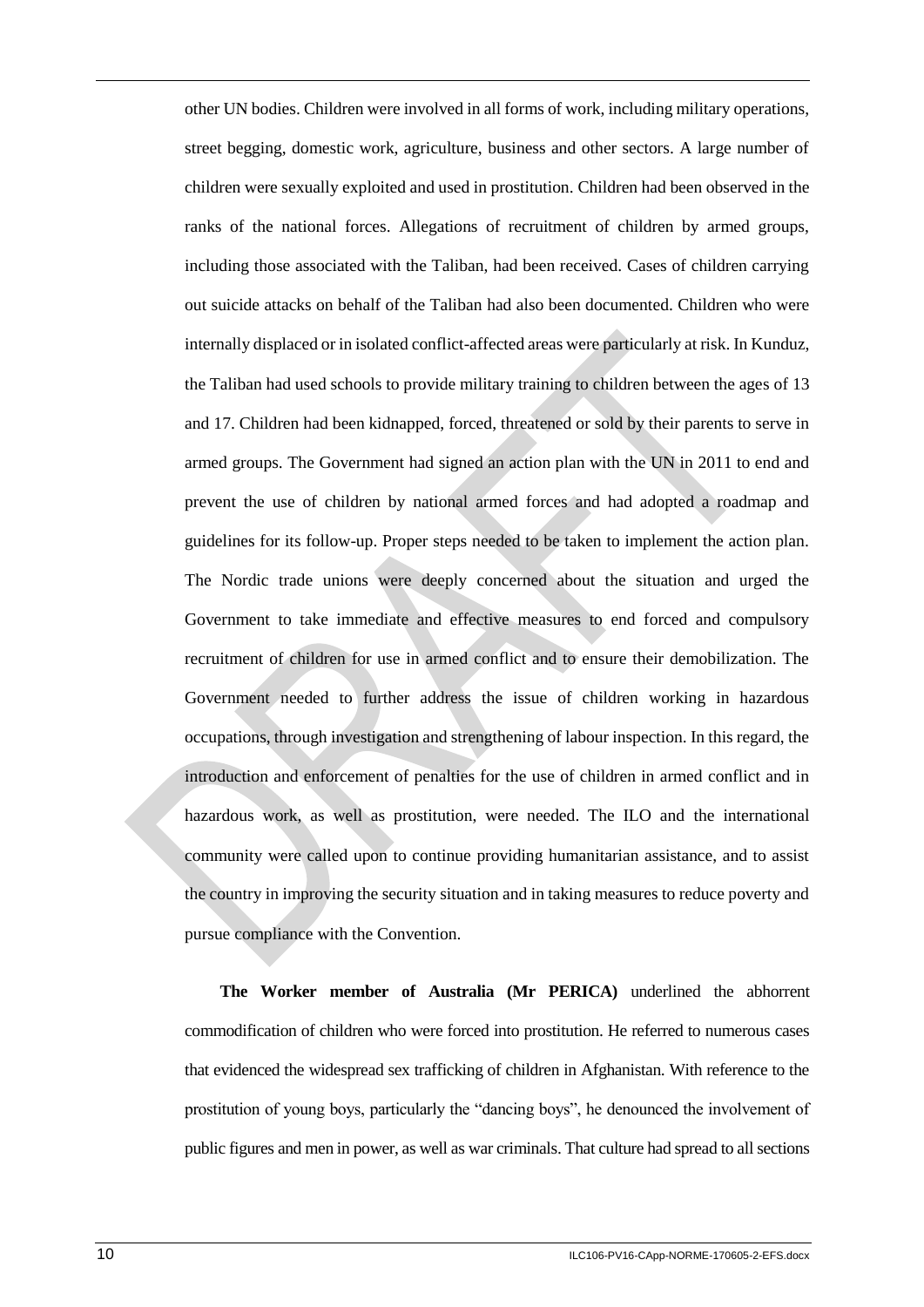other UN bodies. Children were involved in all forms of work, including military operations, street begging, domestic work, agriculture, business and other sectors. A large number of children were sexually exploited and used in prostitution. Children had been observed in the ranks of the national forces. Allegations of recruitment of children by armed groups, including those associated with the Taliban, had been received. Cases of children carrying out suicide attacks on behalf of the Taliban had also been documented. Children who were internally displaced or in isolated conflict-affected areas were particularly at risk. In Kunduz, the Taliban had used schools to provide military training to children between the ages of 13 and 17. Children had been kidnapped, forced, threatened or sold by their parents to serve in armed groups. The Government had signed an action plan with the UN in 2011 to end and prevent the use of children by national armed forces and had adopted a roadmap and guidelines for its follow-up. Proper steps needed to be taken to implement the action plan. The Nordic trade unions were deeply concerned about the situation and urged the Government to take immediate and effective measures to end forced and compulsory recruitment of children for use in armed conflict and to ensure their demobilization. The Government needed to further address the issue of children working in hazardous occupations, through investigation and strengthening of labour inspection. In this regard, the introduction and enforcement of penalties for the use of children in armed conflict and in hazardous work, as well as prostitution, were needed. The ILO and the international community were called upon to continue providing humanitarian assistance, and to assist the country in improving the security situation and in taking measures to reduce poverty and pursue compliance with the Convention.

**The Worker member of Australia (Mr PERICA)** underlined the abhorrent commodification of children who were forced into prostitution. He referred to numerous cases that evidenced the widespread sex trafficking of children in Afghanistan. With reference to the prostitution of young boys, particularly the "dancing boys", he denounced the involvement of public figures and men in power, as well as war criminals. That culture had spread to all sections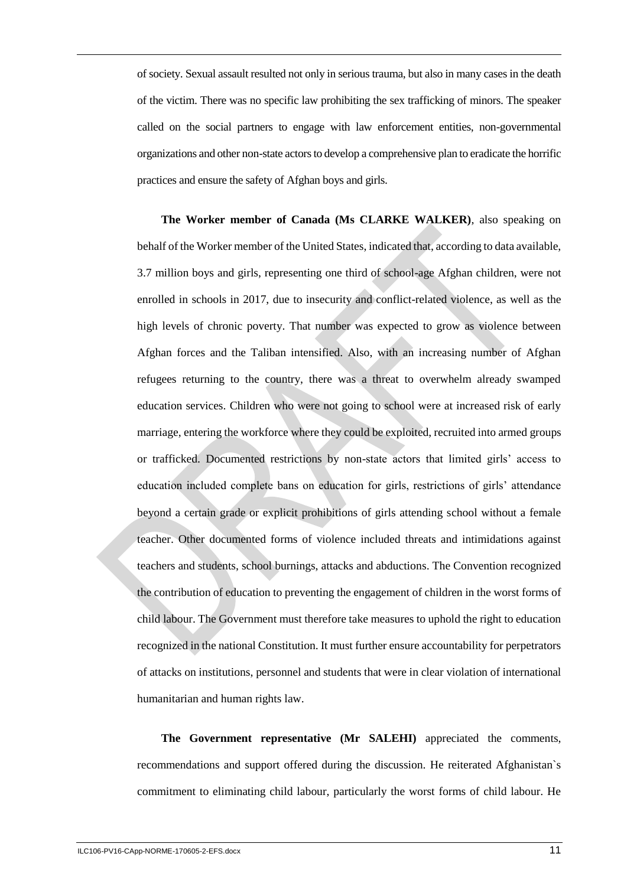of society. Sexual assault resulted not only in serious trauma, but also in many cases in the death of the victim. There was no specific law prohibiting the sex trafficking of minors. The speaker called on the social partners to engage with law enforcement entities, non-governmental organizations and other non-state actors to develop a comprehensive plan to eradicate the horrific practices and ensure the safety of Afghan boys and girls.

**The Worker member of Canada (Ms CLARKE WALKER)**, also speaking on behalf of the Worker member of the United States, indicated that, according to data available, 3.7 million boys and girls, representing one third of school-age Afghan children, were not enrolled in schools in 2017, due to insecurity and conflict-related violence, as well as the high levels of chronic poverty. That number was expected to grow as violence between Afghan forces and the Taliban intensified. Also, with an increasing number of Afghan refugees returning to the country, there was a threat to overwhelm already swamped education services. Children who were not going to school were at increased risk of early marriage, entering the workforce where they could be exploited, recruited into armed groups or trafficked. Documented restrictions by non-state actors that limited girls' access to education included complete bans on education for girls, restrictions of girls' attendance beyond a certain grade or explicit prohibitions of girls attending school without a female teacher. Other documented forms of violence included threats and intimidations against teachers and students, school burnings, attacks and abductions. The Convention recognized the contribution of education to preventing the engagement of children in the worst forms of child labour. The Government must therefore take measures to uphold the right to education recognized in the national Constitution. It must further ensure accountability for perpetrators of attacks on institutions, personnel and students that were in clear violation of international humanitarian and human rights law.

**The Government representative (Mr SALEHI)** appreciated the comments, recommendations and support offered during the discussion. He reiterated Afghanistan`s commitment to eliminating child labour, particularly the worst forms of child labour. He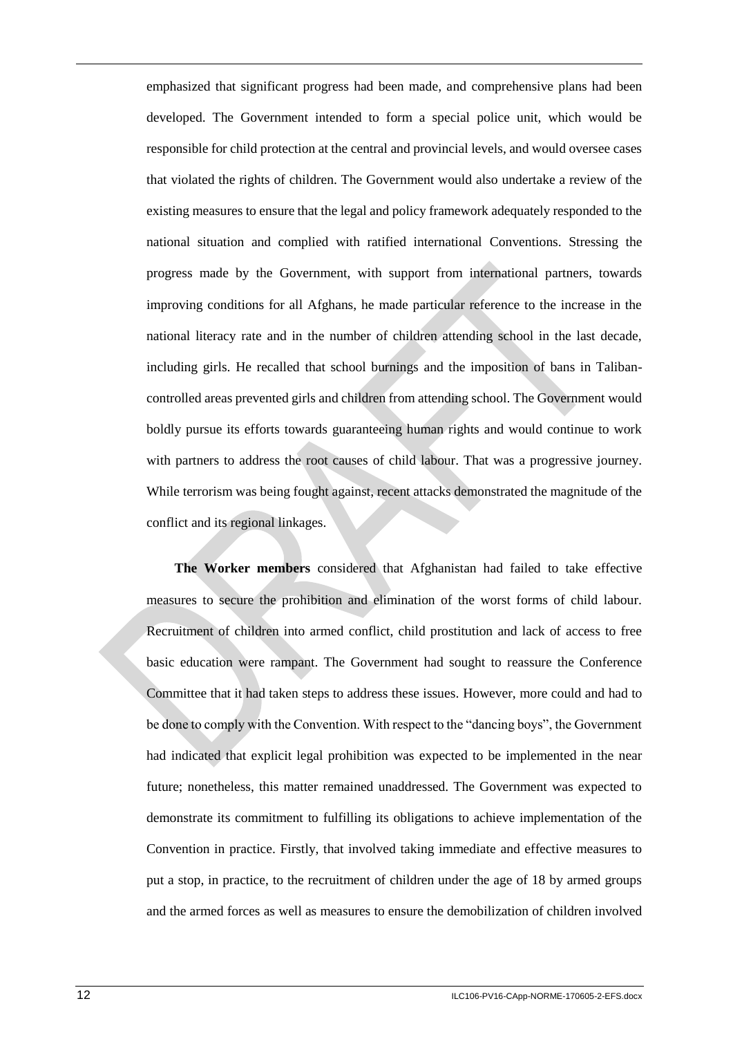emphasized that significant progress had been made, and comprehensive plans had been developed. The Government intended to form a special police unit, which would be responsible for child protection at the central and provincial levels, and would oversee cases that violated the rights of children. The Government would also undertake a review of the existing measures to ensure that the legal and policy framework adequately responded to the national situation and complied with ratified international Conventions. Stressing the progress made by the Government, with support from international partners, towards improving conditions for all Afghans, he made particular reference to the increase in the national literacy rate and in the number of children attending school in the last decade, including girls. He recalled that school burnings and the imposition of bans in Taliban-controlled areas prevented girls and children from attending school. The Government would boldly pursue its efforts towards guaranteeing human rights and would continue to work with partners to address the root causes of child labour. That was a progressive journey. While terrorism was being fought against, recent attacks demonstrated the magnitude of the conflict and its regional linkages.

**The Worker members** considered that Afghanistan had failed to take effective measures to secure the prohibition and elimination of the worst forms of child labour. Recruitment of children into armed conflict, child prostitution and lack of access to free basic education were rampant. The Government had sought to reassure the Conference Committee that it had taken steps to address these issues. However, more could and had to be done to comply with the Convention. With respect to the "dancing boys", the Government had indicated that explicit legal prohibition was expected to be implemented in the near future; nonetheless, this matter remained unaddressed. The Government was expected to demonstrate its commitment to fulfilling its obligations to achieve implementation of the Convention in practice. Firstly, that involved taking immediate and effective measures to put a stop, in practice, to the recruitment of children under the age of 18 by armed groups and the armed forces as well as measures to ensure the demobilization of children involved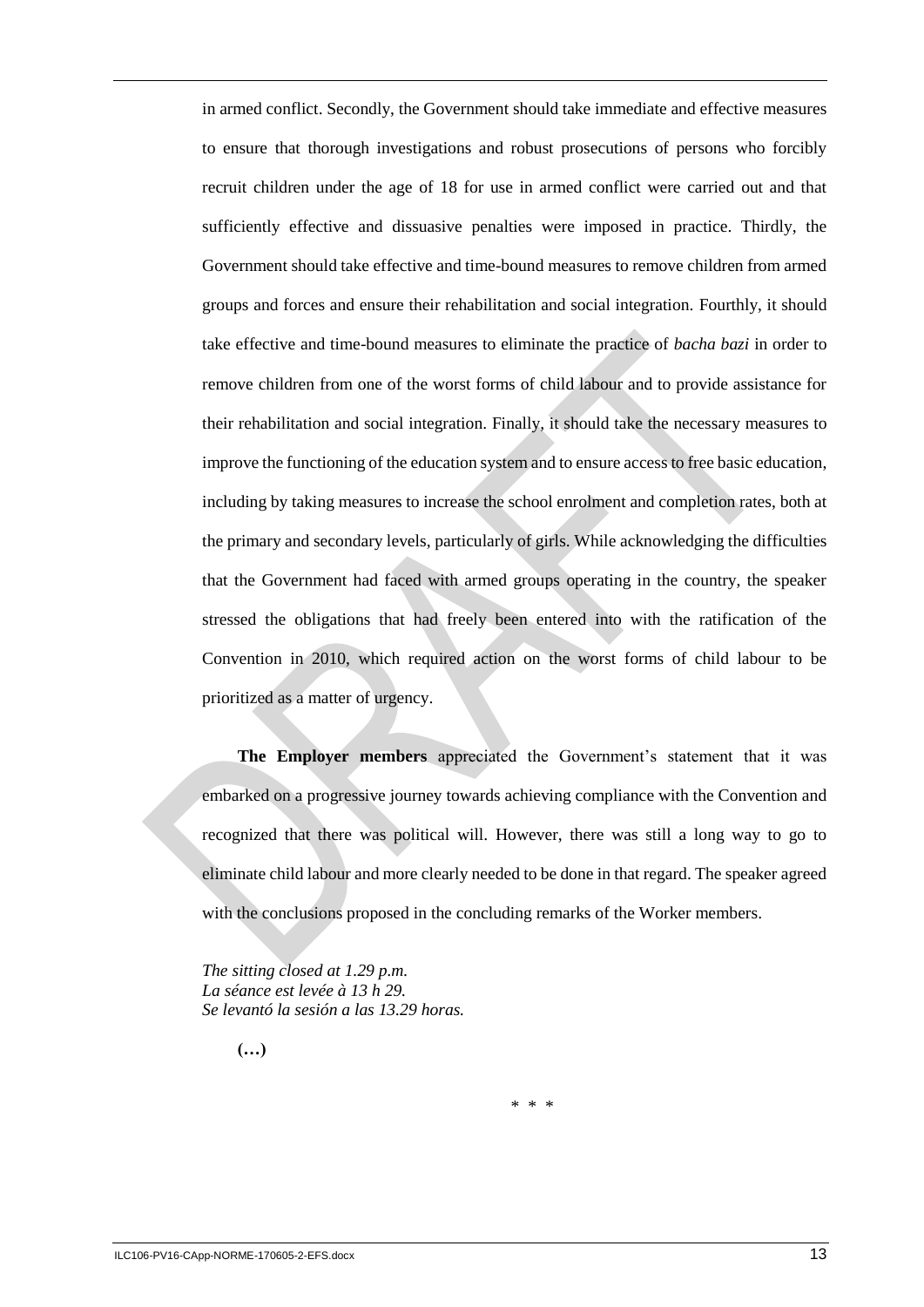in armed conflict. Secondly, the Government should take immediate and effective measures to ensure that thorough investigations and robust prosecutions of persons who forcibly recruit children under the age of 18 for use in armed conflict were carried out and that sufficiently effective and dissuasive penalties were imposed in practice. Thirdly, the Government should take effective and time-bound measures to remove children from armed groups and forces and ensure their rehabilitation and social integration. Fourthly, it should take effective and time-bound measures to eliminate the practice of *bacha bazi* in order to remove children from one of the worst forms of child labour and to provide assistance for their rehabilitation and social integration. Finally, it should take the necessary measures to improve the functioning of the education system and to ensure access to free basic education, including by taking measures to increase the school enrolment and completion rates, both at the primary and secondary levels, particularly of girls. While acknowledging the difficulties that the Government had faced with armed groups operating in the country, the speaker stressed the obligations that had freely been entered into with the ratification of the Convention in 2010, which required action on the worst forms of child labour to be prioritized as a matter of urgency.

**The Employer members** appreciated the Government's statement that it was embarked on a progressive journey towards achieving compliance with the Convention and recognized that there was political will. However, there was still a long way to go to eliminate child labour and more clearly needed to be done in that regard. The speaker agreed with the conclusions proposed in the concluding remarks of the Worker members.

*The sitting closed at 1.29 p.m.*
*La séance est levée à 13 h 29.*
*Se levantó la sesión a las 13.29 horas.*

**(…)**

\* \* \*